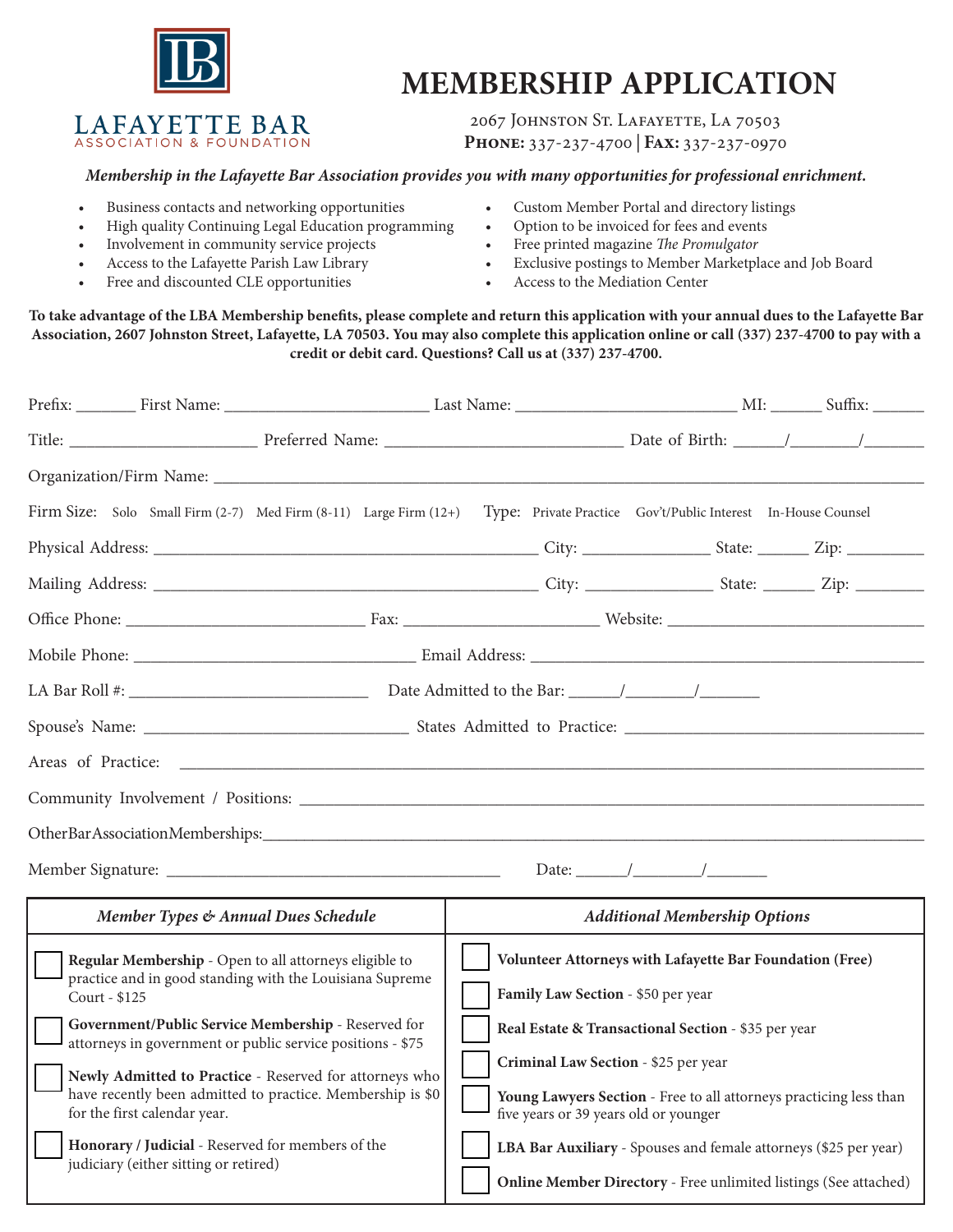LAFAYETTE BAR
ASSOCIATION & FOUNDATION

# MEMBERSHIP APPLICATION

2067 Johnston St. Lafayette, La 70503
**Phone:** 337-237-4700 | **Fax:** 337-237-0970

***Membership in the Lafayette Bar Association provides you with many opportunities for professional enrichment.***

- Business contacts and networking opportunities
- High quality Continuing Legal Education programming
- Involvement in community service projects
- Access to the Lafayette Parish Law Library
- Free and discounted CLE opportunities
- Custom Member Portal and directory listings
- Option to be invoiced for fees and events
- Free printed magazine *The Promulgator*
- Exclusive postings to Member Marketplace and Job Board
- Access to the Mediation Center

**To take advantage of the LBA Membership benefits, please complete and return this application with your annual dues to the Lafayette Bar Association, 2607 Johnston Street, Lafayette, LA 70503. You may also complete this application online or call (337) 237-4700 to pay with a credit or debit card. Questions? Call us at (337) 237-4700.**

Prefix: _______ First Name: ________________________ Last Name: __________________________ MI: ______ Suffix: ______

Title: ______________________ Preferred Name: ____________________________ Date of Birth: ______/________/_______

Organization/Firm Name: ____________________________________________________________________________________

Firm Size: Solo Small Firm (2-7) Med Firm (8-11) Large Firm (12+) Type: Private Practice Gov't/Public Interest In-House Counsel

Physical Address: _____________________________________________ City: _______________ State: ______ Zip: _________

Mailing Address: ______________________________________________ City: _______________ State: ______ Zip: ________

Office Phone: ____________________________ Fax: _______________________ Website: ______________________________

Mobile Phone: _________________________________ Email Address: ______________________________________________

LA Bar Roll #: ____________________________ Date Admitted to the Bar: ______/________/_______

Spouse's Name: _______________________________ States Admitted to Practice: ___________________________________

Areas of Practice: _______________________________________________________________________________________

Community Involvement / Positions: _________________________________________________________________________

OtherBarAssociationMemberships:___________________________________________________________________________

Member Signature: _______________________________________ Date: ______/________/_______

| *Member Types & Annual Dues Schedule* | *Additional Membership Options* |
|---|---|
| ☐ **Regular Membership** - Open to all attorneys eligible to practice and in good standing with the Louisiana Supreme Court - $125 | ☐ **Volunteer Attorneys with Lafayette Bar Foundation (Free)** |
| ☐ **Government/Public Service Membership** - Reserved for attorneys in government or public service positions - $75 | ☐ **Family Law Section** - $50 per year |
| ☐ **Newly Admitted to Practice** - Reserved for attorneys who have recently been admitted to practice. Membership is $0 for the first calendar year. | ☐ **Real Estate & Transactional Section** - $35 per year |
| ☐ **Honorary / Judicial** - Reserved for members of the judiciary (either sitting or retired) | ☐ **Criminal Law Section** - $25 per year |
| | ☐ **Young Lawyers Section** - Free to all attorneys practicing less than five years or 39 years old or younger |
| | ☐ **LBA Bar Auxiliary** - Spouses and female attorneys ($25 per year) |
| | ☐ **Online Member Directory** - Free unlimited listings (See attached) |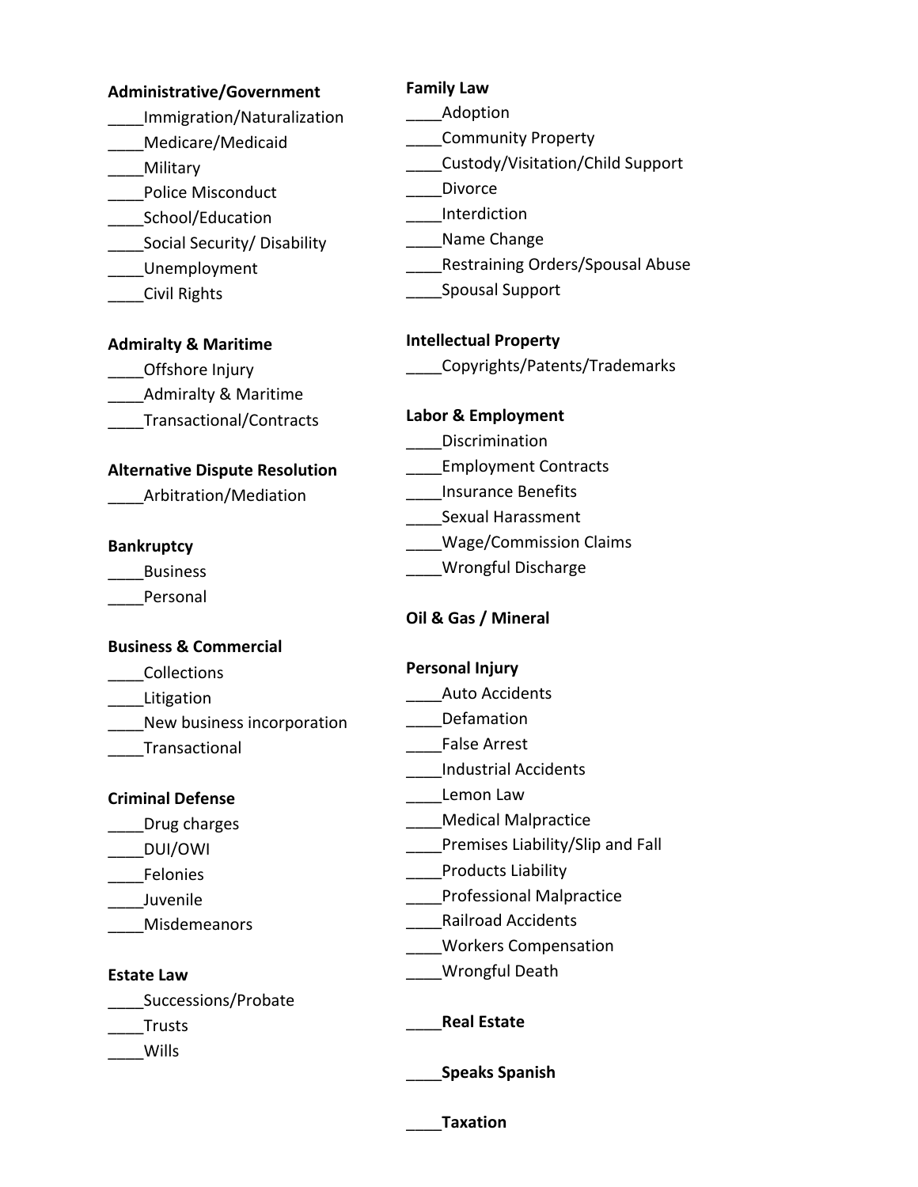**Administrative/Government**

____Immigration/Naturalization
____Medicare/Medicaid
____Military
____Police Misconduct
____School/Education
____Social Security/ Disability
____Unemployment
____Civil Rights

**Admiralty & Maritime**

____Offshore Injury
____Admiralty & Maritime
____Transactional/Contracts

**Alternative Dispute Resolution**

____Arbitration/Mediation

**Bankruptcy**

____Business
____Personal

**Business & Commercial**

____Collections
____Litigation
____New business incorporation
____Transactional

**Criminal Defense**

____Drug charges
____DUI/OWI
____Felonies
____Juvenile
____Misdemeanors

**Estate Law**

____Successions/Probate
____Trusts
____Wills

**Family Law**

____Adoption
____Community Property
____Custody/Visitation/Child Support
____Divorce
____Interdiction
____Name Change
____Restraining Orders/Spousal Abuse
____Spousal Support

**Intellectual Property**

____Copyrights/Patents/Trademarks

**Labor & Employment**

____Discrimination
____Employment Contracts
____Insurance Benefits
____Sexual Harassment
____Wage/Commission Claims
____Wrongful Discharge

**Oil & Gas / Mineral**

**Personal Injury**

____Auto Accidents
____Defamation
____False Arrest
____Industrial Accidents
____Lemon Law
____Medical Malpractice
____Premises Liability/Slip and Fall
____Products Liability
____Professional Malpractice
____Railroad Accidents
____Workers Compensation
____Wrongful Death

____**Real Estate**

____**Speaks Spanish**

____**Taxation**